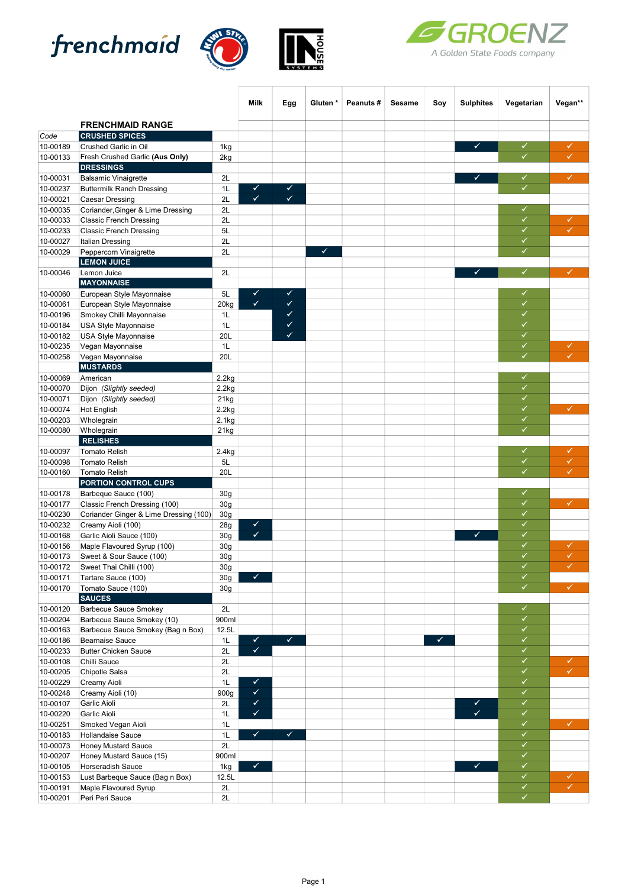frenchmaid · KIWI STYLE · IN HOUSE SYSTEMS · GROENZ — A Golden State Foods company

## FRENCHMAID RANGE

| Code | Product | Size | Milk | Egg | Gluten * | Peanuts # | Sesame | Soy | Sulphites | Vegetarian | Vegan** |
|---|---|---|---|---|---|---|---|---|---|---|---|
| | **CRUSHED SPICES** | | | | | | | | | | |
| 10-00189 | Crushed Garlic in Oil | 1kg | | | | | | | ✓ | ✓ | ✓ |
| 10-00133 | Fresh Crushed Garlic **(Aus Only)** | 2kg | | | | | | | | ✓ | ✓ |
| | **DRESSINGS** | | | | | | | | | | |
| 10-00031 | Balsamic Vinaigrette | 2L | | | | | | | ✓ | ✓ | ✓ |
| 10-00237 | Buttermilk Ranch Dressing | 1L | ✓ | ✓ | | | | | | ✓ | |
| 10-00021 | Caesar Dressing | 2L | ✓ | ✓ | | | | | | | |
| 10-00035 | Coriander,Ginger & Lime Dressing | 2L | | | | | | | | ✓ | |
| 10-00033 | Classic French Dressing | 2L | | | | | | | | ✓ | ✓ |
| 10-00233 | Classic French Dressing | 5L | | | | | | | | ✓ | ✓ |
| 10-00027 | Italian Dressing | 2L | | | | | | | | ✓ | |
| 10-00029 | Peppercorn Vinaigrette | 2L | | | ✓ | | | | | ✓ | |
| | **LEMON JUICE** | | | | | | | | | | |
| 10-00046 | Lemon Juice | 2L | | | | | | | ✓ | ✓ | ✓ |
| | **MAYONNAISE** | | | | | | | | | | |
| 10-00060 | European Style Mayonnaise | 5L | ✓ | ✓ | | | | | | ✓ | |
| 10-00061 | European Style Mayonnaise | 20kg | ✓ | ✓ | | | | | | ✓ | |
| 10-00196 | Smokey Chilli Mayonnaise | 1L | | ✓ | | | | | | ✓ | |
| 10-00184 | USA Style Mayonnaise | 1L | | ✓ | | | | | | ✓ | |
| 10-00182 | USA Style Mayonnaise | 20L | | ✓ | | | | | | ✓ | |
| 10-00235 | Vegan Mayonnaise | 1L | | | | | | | | ✓ | ✓ |
| 10-00258 | Vegan Mayonnaise | 20L | | | | | | | | ✓ | ✓ |
| | **MUSTARDS** | | | | | | | | | | |
| 10-00069 | American | 2.2kg | | | | | | | | ✓ | |
| 10-00070 | Dijon *(Slightly seeded)* | 2.2kg | | | | | | | | ✓ | |
| 10-00071 | Dijon *(Slightly seeded)* | 21kg | | | | | | | | ✓ | |
| 10-00074 | Hot English | 2.2kg | | | | | | | | ✓ | ✓ |
| 10-00203 | Wholegrain | 2.1kg | | | | | | | | ✓ | |
| 10-00080 | Wholegrain | 21kg | | | | | | | | ✓ | |
| | **RELISHES** | | | | | | | | | | |
| 10-00097 | Tomato Relish | 2.4kg | | | | | | | | ✓ | ✓ |
| 10-00098 | Tomato Relish | 5L | | | | | | | | ✓ | ✓ |
| 10-00160 | Tomato Relish | 20L | | | | | | | | ✓ | ✓ |
| | **PORTION CONTROL CUPS** | | | | | | | | | | |
| 10-00178 | Barbeque Sauce (100) | 30g | | | | | | | | ✓ | |
| 10-00177 | Classic French Dressing (100) | 30g | | | | | | | | ✓ | ✓ |
| 10-00230 | Coriander Ginger & Lime Dressing (100) | 30g | | | | | | | | ✓ | |
| 10-00232 | Creamy Aioli (100) | 28g | ✓ | | | | | | | ✓ | |
| 10-00168 | Garlic Aioli Sauce (100) | 30g | ✓ | | | | | | ✓ | ✓ | |
| 10-00156 | Maple Flavoured Syrup (100) | 30g | | | | | | | | ✓ | ✓ |
| 10-00173 | Sweet & Sour Sauce (100) | 30g | | | | | | | | ✓ | ✓ |
| 10-00172 | Sweet Thai Chilli (100) | 30g | | | | | | | | ✓ | ✓ |
| 10-00171 | Tartare Sauce (100) | 30g | ✓ | | | | | | | ✓ | |
| 10-00170 | Tomato Sauce (100) | 30g | | | | | | | | ✓ | ✓ |
| | **SAUCES** | | | | | | | | | | |
| 10-00120 | Barbecue Sauce Smokey | 2L | | | | | | | | ✓ | |
| 10-00204 | Barbecue Sauce Smokey (10) | 900ml | | | | | | | | ✓ | |
| 10-00163 | Barbecue Sauce Smokey (Bag n Box) | 12.5L | | | | | | | | ✓ | |
| 10-00186 | Bearnaise Sauce | 1L | ✓ | ✓ | | | | ✓ | | ✓ | |
| 10-00233 | Butter Chicken Sauce | 2L | ✓ | | | | | | | ✓ | |
| 10-00108 | Chilli Sauce | 2L | | | | | | | | ✓ | ✓ |
| 10-00205 | Chipotle Salsa | 2L | | | | | | | | ✓ | ✓ |
| 10-00229 | Creamy Aioli | 1L | ✓ | | | | | | | ✓ | |
| 10-00248 | Creamy Aioli (10) | 900g | ✓ | | | | | | | ✓ | |
| 10-00107 | Garlic Aioli | 2L | ✓ | | | | | | ✓ | ✓ | |
| 10-00220 | Garlic Aioli | 1L | ✓ | | | | | | ✓ | ✓ | |
| 10-00251 | Smoked Vegan Aioli | 1L | | | | | | | | ✓ | ✓ |
| 10-00183 | Hollandaise Sauce | 1L | ✓ | ✓ | | | | | | ✓ | |
| 10-00073 | Honey Mustard Sauce | 2L | | | | | | | | ✓ | |
| 10-00207 | Honey Mustard Sauce (15) | 900ml | | | | | | | | ✓ | |
| 10-00105 | Horseradish Sauce | 1kg | ✓ | | | | | | ✓ | ✓ | |
| 10-00153 | Lust Barbeque Sauce (Bag n Box) | 12.5L | | | | | | | | ✓ | ✓ |
| 10-00191 | Maple Flavoured Syrup | 2L | | | | | | | | ✓ | ✓ |
| 10-00201 | Peri Peri Sauce | 2L | | | | | | | | ✓ | |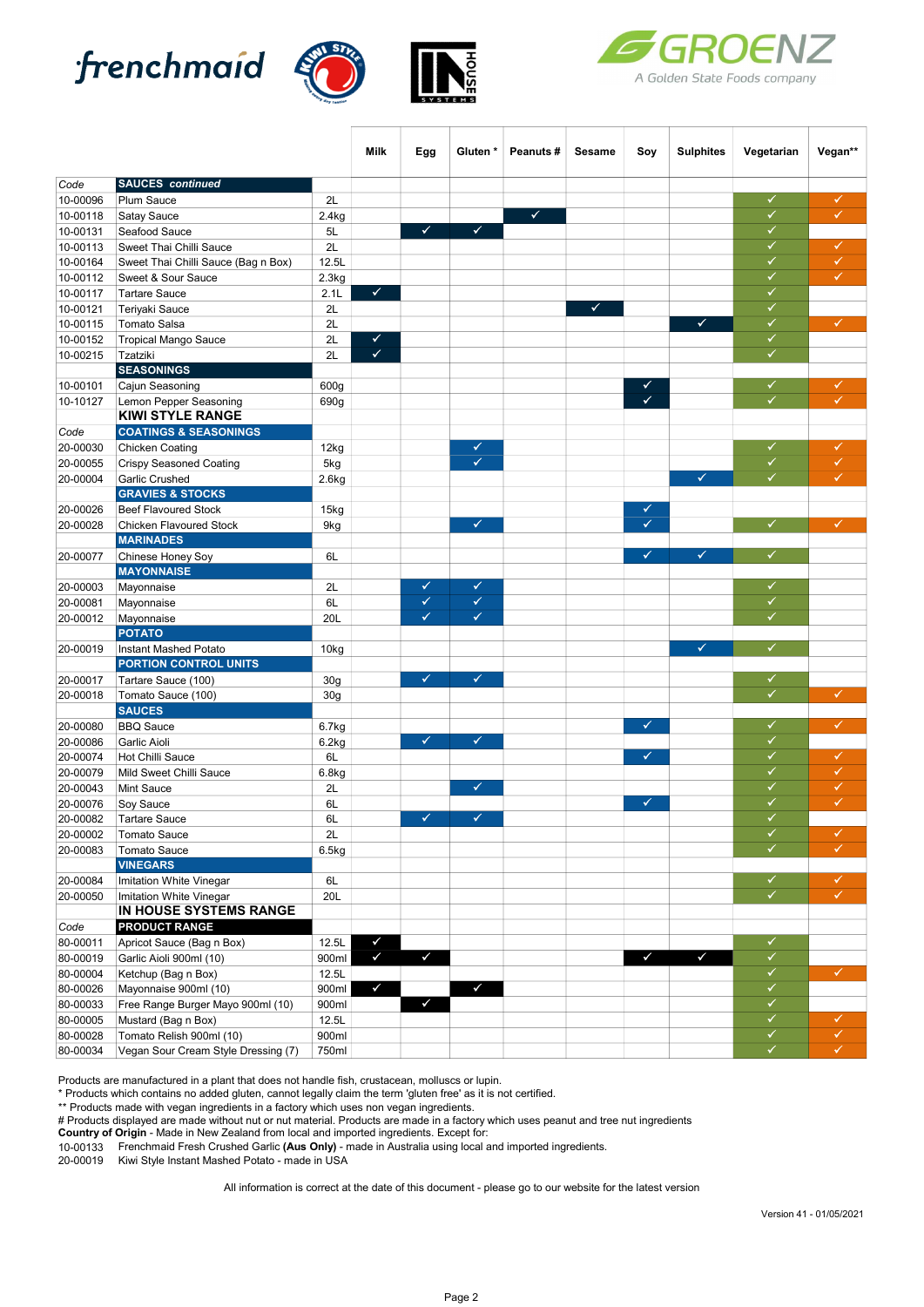| Code | | | Milk | Egg | Gluten * | Peanuts # | Sesame | Soy | Sulphites | Vegetarian | Vegan** |
|---|---|---|---|---|---|---|---|---|---|---|---|
| Code | ***SAUCES continued*** | | | | | | | | | | |
| 10-00096 | Plum Sauce | 2L | | | | | | | | ✓ | ✓ |
| 10-00118 | Satay Sauce | 2.4kg | | | | ✓ | | | | ✓ | ✓ |
| 10-00131 | Seafood Sauce | 5L | | ✓ | ✓ | | | | | ✓ | |
| 10-00113 | Sweet Thai Chilli Sauce | 2L | | | | | | | | ✓ | ✓ |
| 10-00164 | Sweet Thai Chilli Sauce (Bag n Box) | 12.5L | | | | | | | | ✓ | ✓ |
| 10-00112 | Sweet & Sour Sauce | 2.3kg | | | | | | | | ✓ | ✓ |
| 10-00117 | Tartare Sauce | 2.1L | ✓ | | | | | | | ✓ | |
| 10-00121 | Teriyaki Sauce | 2L | | | | | ✓ | | | ✓ | |
| 10-00115 | Tomato Salsa | 2L | | | | | | | ✓ | ✓ | ✓ |
| 10-00152 | Tropical Mango Sauce | 2L | ✓ | | | | | | | ✓ | |
| 10-00215 | Tzatziki | 2L | ✓ | | | | | | | ✓ | |
| | **SEASONINGS** | | | | | | | | | | |
| 10-00101 | Cajun Seasoning | 600g | | | | | | ✓ | | ✓ | ✓ |
| 10-10127 | Lemon Pepper Seasoning | 690g | | | | | | ✓ | | ✓ | ✓ |
| | **KIWI STYLE RANGE** | | | | | | | | | | |
| Code | **COATINGS & SEASONINGS** | | | | | | | | | | |
| 20-00030 | Chicken Coating | 12kg | | | ✓ | | | | | ✓ | ✓ |
| 20-00055 | Crispy Seasoned Coating | 5kg | | | ✓ | | | | | ✓ | ✓ |
| 20-00004 | Garlic Crushed | 2.6kg | | | | | | | ✓ | ✓ | ✓ |
| | **GRAVIES & STOCKS** | | | | | | | | | | |
| 20-00026 | Beef Flavoured Stock | 15kg | | | | | | ✓ | | | |
| 20-00028 | Chicken Flavoured Stock | 9kg | | | ✓ | | | ✓ | | ✓ | ✓ |
| | **MARINADES** | | | | | | | | | | |
| 20-00077 | Chinese Honey Soy | 6L | | | | | | ✓ | ✓ | ✓ | |
| | **MAYONNAISE** | | | | | | | | | | |
| 20-00003 | Mayonnaise | 2L | | ✓ | ✓ | | | | | ✓ | |
| 20-00081 | Mayonnaise | 6L | | ✓ | ✓ | | | | | ✓ | |
| 20-00012 | Mayonnaise | 20L | | ✓ | ✓ | | | | | ✓ | |
| | **POTATO** | | | | | | | | | | |
| 20-00019 | Instant Mashed Potato | 10kg | | | | | | | ✓ | ✓ | |
| | **PORTION CONTROL UNITS** | | | | | | | | | | |
| 20-00017 | Tartare Sauce (100) | 30g | | ✓ | ✓ | | | | | ✓ | |
| 20-00018 | Tomato Sauce (100) | 30g | | | | | | | | ✓ | ✓ |
| | **SAUCES** | | | | | | | | | | |
| 20-00080 | BBQ Sauce | 6.7kg | | | | | | ✓ | | ✓ | ✓ |
| 20-00086 | Garlic Aioli | 6.2kg | | ✓ | ✓ | | | | | ✓ | |
| 20-00074 | Hot Chilli Sauce | 6L | | | | | | ✓ | | ✓ | ✓ |
| 20-00079 | Mild Sweet Chilli Sauce | 6.8kg | | | | | | | | ✓ | ✓ |
| 20-00043 | Mint Sauce | 2L | | | ✓ | | | | | ✓ | ✓ |
| 20-00076 | Soy Sauce | 6L | | | | | | ✓ | | ✓ | ✓ |
| 20-00082 | Tartare Sauce | 6L | | ✓ | ✓ | | | | | ✓ | |
| 20-00002 | Tomato Sauce | 2L | | | | | | | | ✓ | ✓ |
| 20-00083 | Tomato Sauce | 6.5kg | | | | | | | | ✓ | ✓ |
| | **VINEGARS** | | | | | | | | | | |
| 20-00084 | Imitation White Vinegar | 6L | | | | | | | | ✓ | ✓ |
| 20-00050 | Imitation White Vinegar | 20L | | | | | | | | ✓ | ✓ |
| | **IN HOUSE SYSTEMS RANGE** | | | | | | | | | | |
| Code | **PRODUCT RANGE** | | | | | | | | | | |
| 80-00011 | Apricot Sauce (Bag n Box) | 12.5L | ✓ | | | | | | | ✓ | |
| 80-00019 | Garlic Aioli 900ml (10) | 900ml | ✓ | ✓ | | | | ✓ | ✓ | ✓ | |
| 80-00004 | Ketchup (Bag n Box) | 12.5L | | | | | | | | ✓ | ✓ |
| 80-00026 | Mayonnaise 900ml (10) | 900ml | ✓ | | ✓ | | | | | ✓ | |
| 80-00033 | Free Range Burger Mayo 900ml (10) | 900ml | | ✓ | | | | | | ✓ | |
| 80-00005 | Mustard (Bag n Box) | 12.5L | | | | | | | | ✓ | ✓ |
| 80-00028 | Tomato Relish 900ml (10) | 900ml | | | | | | | | ✓ | ✓ |
| 80-00034 | Vegan Sour Cream Style Dressing (7) | 750ml | | | | | | | | ✓ | ✓ |

Products are manufactured in a plant that does not handle fish, crustacean, molluscs or lupin.
* Products which contains no added gluten, cannot legally claim the term 'gluten free' as it is not certified.
** Products made with vegan ingredients in a factory which uses non vegan ingredients.
# Products displayed are made without nut or nut material. Products are made in a factory which uses peanut and tree nut ingredients
**Country of Origin** - Made in New Zealand from local and imported ingredients. Except for:
10-00133 Frenchmaid Fresh Crushed Garlic **(Aus Only)** - made in Australia using local and imported ingredients.
20-00019 Kiwi Style Instant Mashed Potato - made in USA

All information is correct at the date of this document - please go to our website for the latest version

Version 41 - 01/05/2021